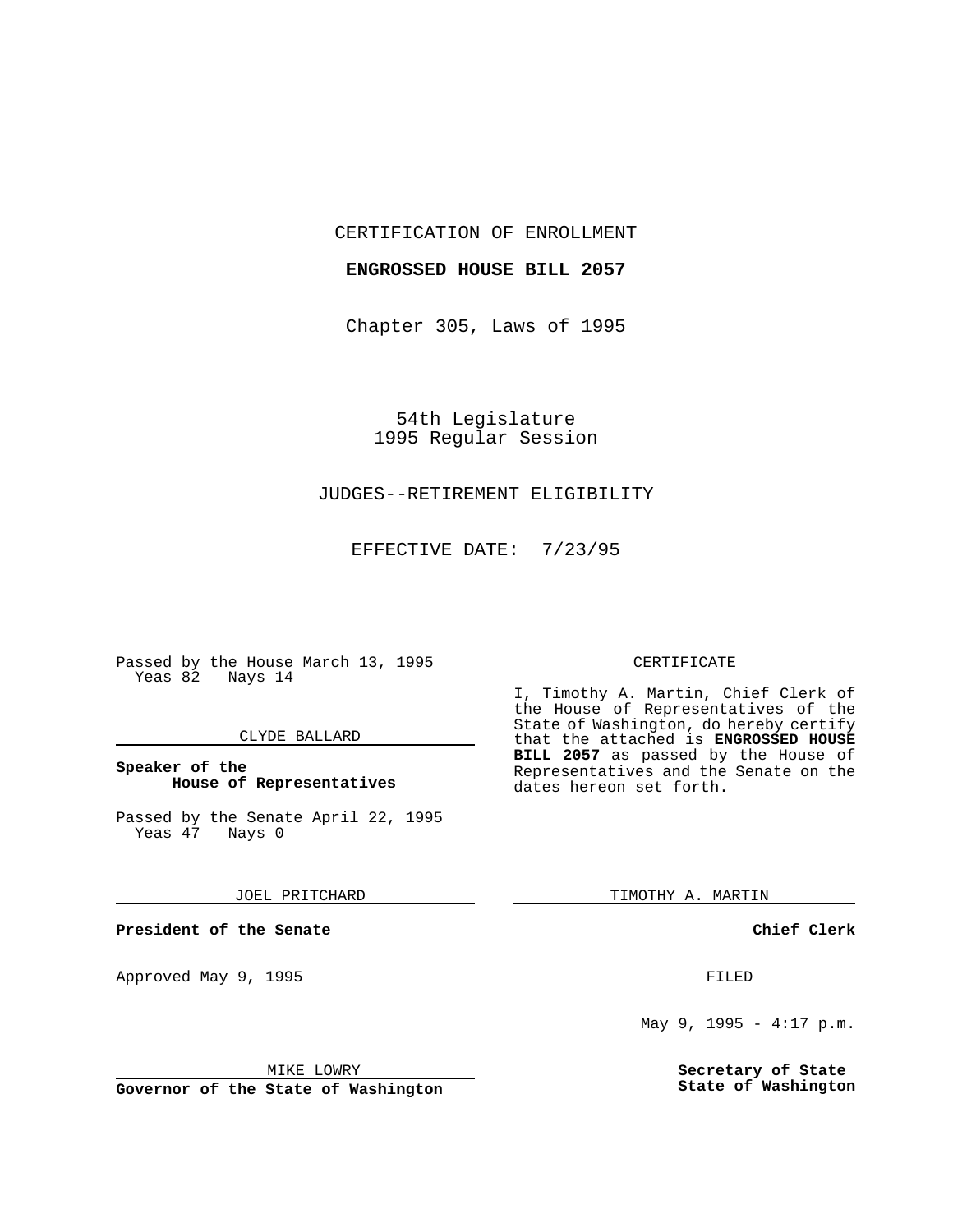CERTIFICATION OF ENROLLMENT

**ENGROSSED HOUSE BILL 2057**

Chapter 305, Laws of 1995

54th Legislature
1995 Regular Session

JUDGES--RETIREMENT ELIGIBILITY

EFFECTIVE DATE: 7/23/95

Passed by the House March 13, 1995
Yeas 82 Nays 14

CLYDE BALLARD

**Speaker of the House of Representatives**

Passed by the Senate April 22, 1995
Yeas 47 Nays 0

JOEL PRITCHARD

**President of the Senate**

Approved May 9, 1995

MIKE LOWRY

**Governor of the State of Washington**

CERTIFICATE

I, Timothy A. Martin, Chief Clerk of the House of Representatives of the State of Washington, do hereby certify that the attached is **ENGROSSED HOUSE BILL 2057** as passed by the House of Representatives and the Senate on the dates hereon set forth.

TIMOTHY A. MARTIN

**Chief Clerk**

FILED

May 9, 1995 - 4:17 p.m.

**Secretary of State State of Washington**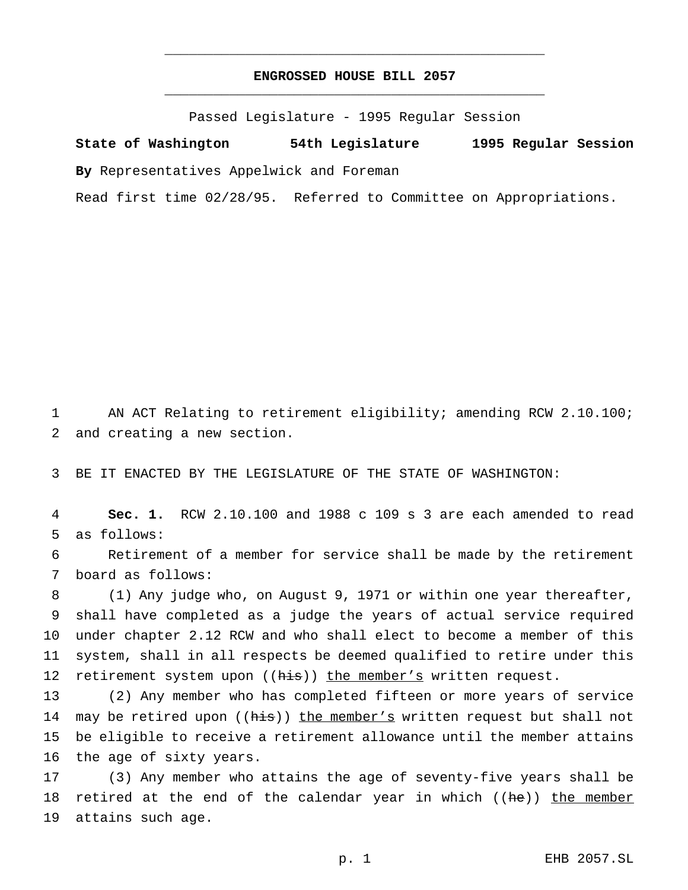**ENGROSSED HOUSE BILL 2057**

Passed Legislature - 1995 Regular Session

**State of Washington 54th Legislature 1995 Regular Session**

**By** Representatives Appelwick and Foreman

Read first time 02/28/95. Referred to Committee on Appropriations.

AN ACT Relating to retirement eligibility; amending RCW 2.10.100; and creating a new section.

BE IT ENACTED BY THE LEGISLATURE OF THE STATE OF WASHINGTON:

**Sec. 1.** RCW 2.10.100 and 1988 c 109 s 3 are each amended to read as follows:

Retirement of a member for service shall be made by the retirement board as follows:

(1) Any judge who, on August 9, 1971 or within one year thereafter, shall have completed as a judge the years of actual service required under chapter 2.12 RCW and who shall elect to become a member of this system, shall in all respects be deemed qualified to retire under this retirement system upon ((~~his~~)) <u>the member's</u> written request.

(2) Any member who has completed fifteen or more years of service may be retired upon ((~~his~~)) <u>the member's</u> written request but shall not be eligible to receive a retirement allowance until the member attains the age of sixty years.

(3) Any member who attains the age of seventy-five years shall be retired at the end of the calendar year in which ((~~he~~)) <u>the member</u> attains such age.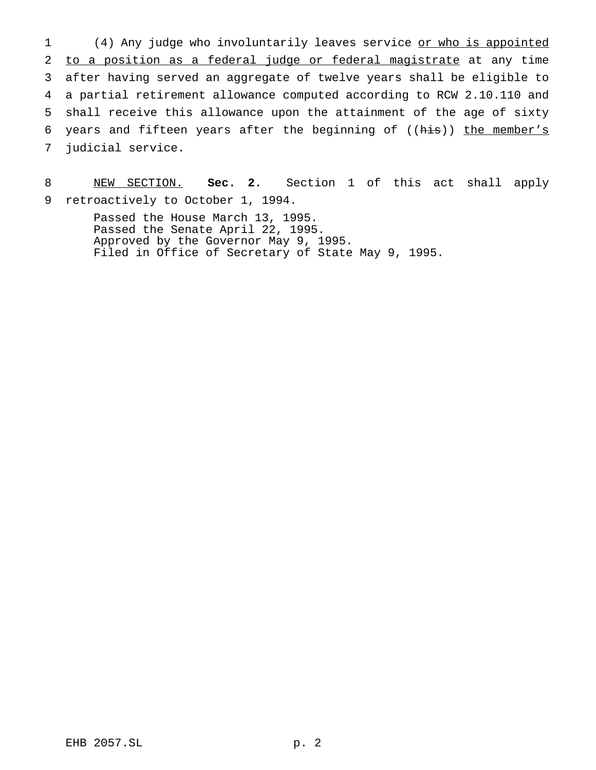(4) Any judge who involuntarily leaves service or who is appointed to a position as a federal judge or federal magistrate at any time after having served an aggregate of twelve years shall be eligible to a partial retirement allowance computed according to RCW 2.10.110 and shall receive this allowance upon the attainment of the age of sixty years and fifteen years after the beginning of ((~~his~~)) the member's judicial service.

NEW SECTION. **Sec. 2.** Section 1 of this act shall apply retroactively to October 1, 1994.

Passed the House March 13, 1995.
Passed the Senate April 22, 1995.
Approved by the Governor May 9, 1995.
Filed in Office of Secretary of State May 9, 1995.